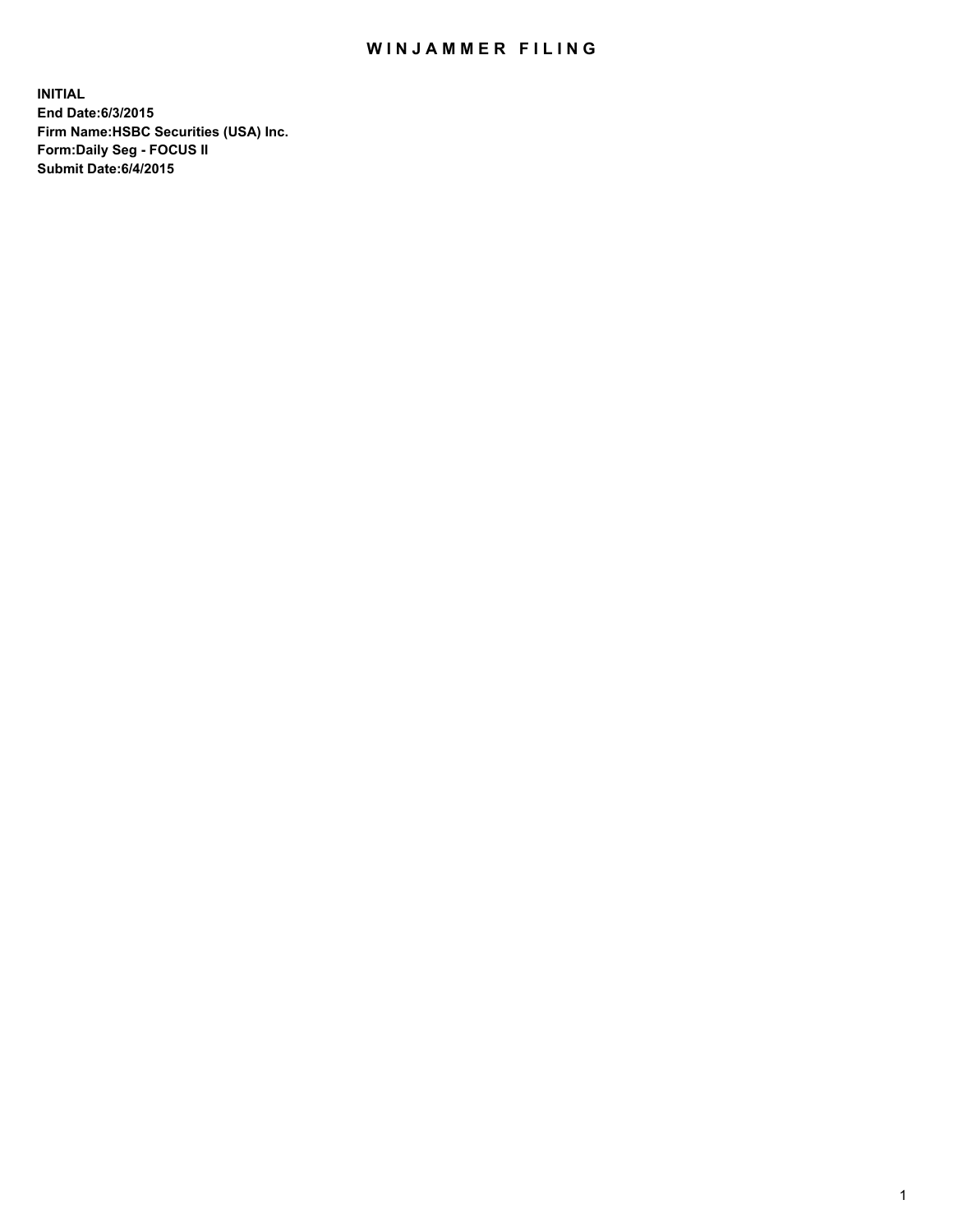# WINJAMMER FILING

**INITIAL**
**End Date:6/3/2015**
**Firm Name:HSBC Securities (USA) Inc.**
**Form:Daily Seg - FOCUS II**
**Submit Date:6/4/2015**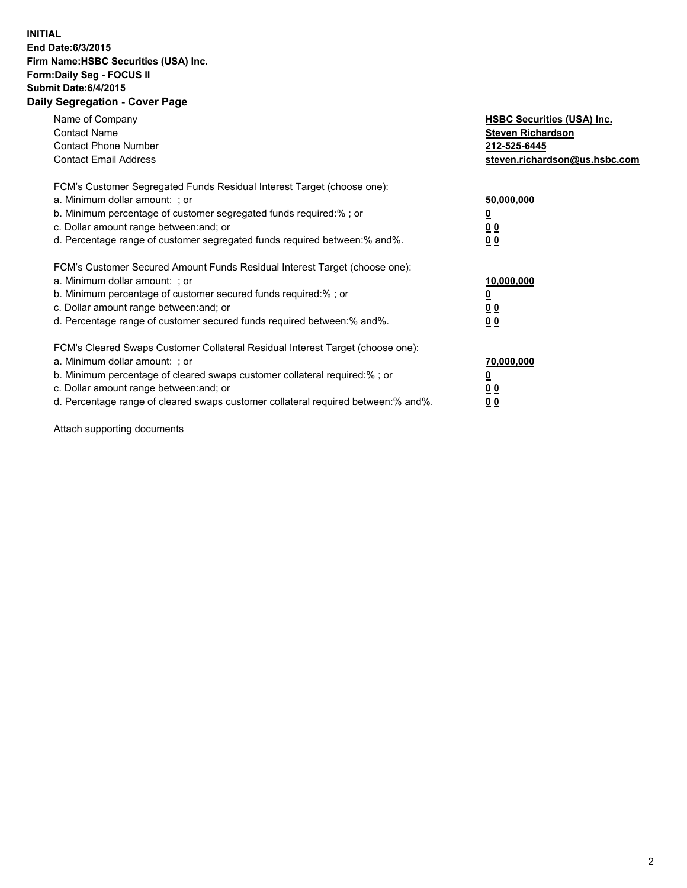**INITIAL**
**End Date:6/3/2015**
**Firm Name:HSBC Securities (USA) Inc.**
**Form:Daily Seg - FOCUS II**
**Submit Date:6/4/2015**

## Daily Segregation - Cover Page

| | |
|---|---|
| Name of Company | **HSBC Securities (USA) Inc.** |
| Contact Name | **Steven Richardson** |
| Contact Phone Number | **212-525-6445** |
| Contact Email Address | **steven.richardson@us.hsbc.com** |

| | |
|---|---|
| FCM's Customer Segregated Funds Residual Interest Target (choose one): | |
| a. Minimum dollar amount: ; or | **50,000,000** |
| b. Minimum percentage of customer segregated funds required:% ; or | **0** |
| c. Dollar amount range between:and; or | **0 0** |
| d. Percentage range of customer segregated funds required between:% and%. | **0 0** |

| | |
|---|---|
| FCM's Customer Secured Amount Funds Residual Interest Target (choose one): | |
| a. Minimum dollar amount: ; or | **10,000,000** |
| b. Minimum percentage of customer secured funds required:% ; or | **0** |
| c. Dollar amount range between:and; or | **0 0** |
| d. Percentage range of customer secured funds required between:% and%. | **0 0** |

| | |
|---|---|
| FCM's Cleared Swaps Customer Collateral Residual Interest Target (choose one): | |
| a. Minimum dollar amount: ; or | **70,000,000** |
| b. Minimum percentage of cleared swaps customer collateral required:% ; or | **0** |
| c. Dollar amount range between:and; or | **0 0** |
| d. Percentage range of cleared swaps customer collateral required between:% and%. | **0 0** |

Attach supporting documents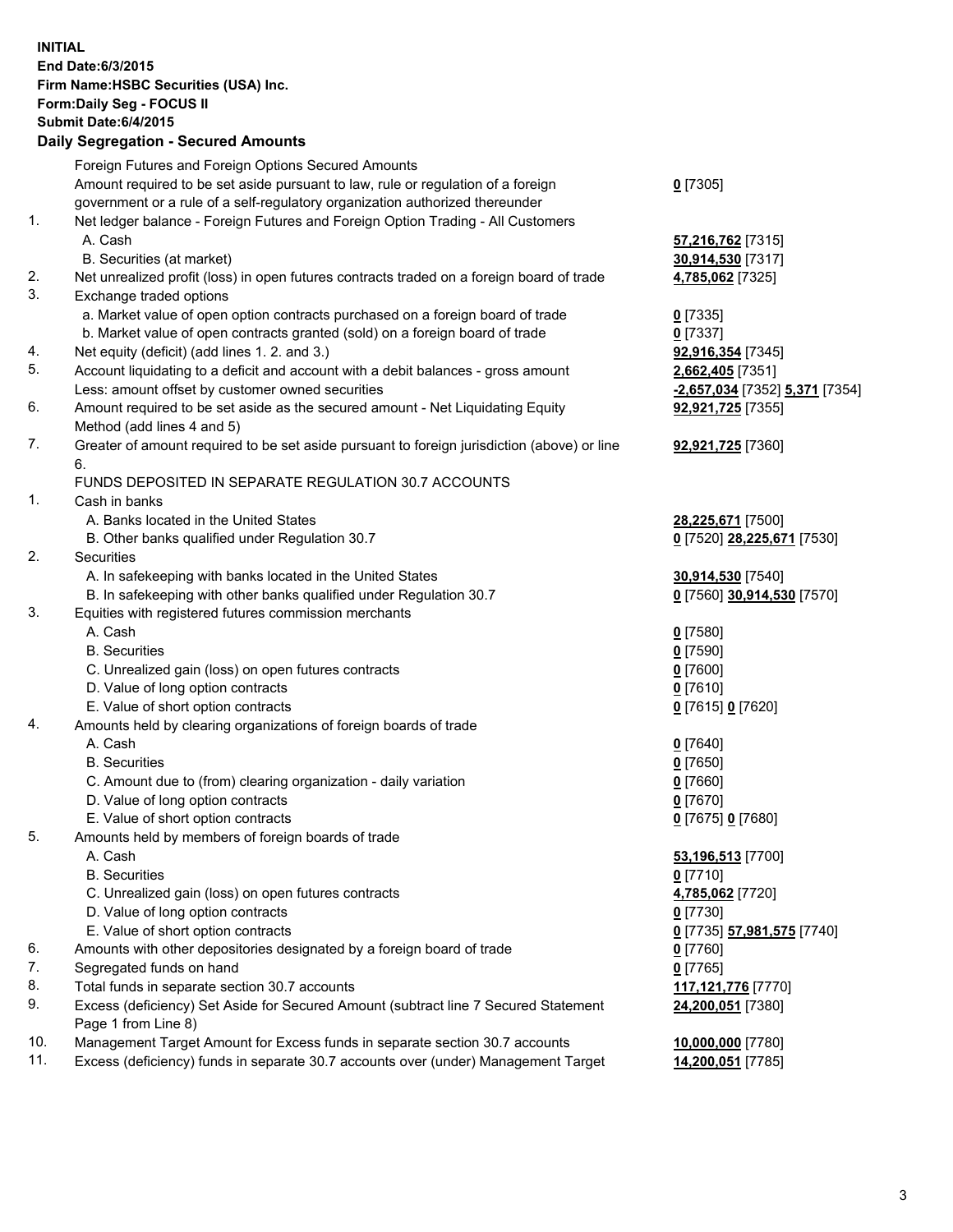**INITIAL**
**End Date:6/3/2015**
**Firm Name:HSBC Securities (USA) Inc.**
**Form:Daily Seg - FOCUS II**
**Submit Date:6/4/2015**

## Daily Segregation - Secured Amounts

| | | |
|---|---|---|
| | Foreign Futures and Foreign Options Secured Amounts | |
| | Amount required to be set aside pursuant to law, rule or regulation of a foreign government or a rule of a self-regulatory organization authorized thereunder | **0** [7305] |
| 1. | Net ledger balance - Foreign Futures and Foreign Option Trading - All Customers | |
| | A. Cash | **57,216,762** [7315] |
| | B. Securities (at market) | **30,914,530** [7317] |
| 2. | Net unrealized profit (loss) in open futures contracts traded on a foreign board of trade | **4,785,062** [7325] |
| 3. | Exchange traded options | |
| | a. Market value of open option contracts purchased on a foreign board of trade | **0** [7335] |
| | b. Market value of open contracts granted (sold) on a foreign board of trade | **0** [7337] |
| 4. | Net equity (deficit) (add lines 1. 2. and 3.) | **92,916,354** [7345] |
| 5. | Account liquidating to a deficit and account with a debit balances - gross amount | **2,662,405** [7351] |
| | Less: amount offset by customer owned securities | **-2,657,034** [7352] **5,371** [7354] |
| 6. | Amount required to be set aside as the secured amount - Net Liquidating Equity Method (add lines 4 and 5) | **92,921,725** [7355] |
| 7. | Greater of amount required to be set aside pursuant to foreign jurisdiction (above) or line 6. | **92,921,725** [7360] |
| | FUNDS DEPOSITED IN SEPARATE REGULATION 30.7 ACCOUNTS | |
| 1. | Cash in banks | |
| | A. Banks located in the United States | **28,225,671** [7500] |
| | B. Other banks qualified under Regulation 30.7 | **0** [7520] **28,225,671** [7530] |
| 2. | Securities | |
| | A. In safekeeping with banks located in the United States | **30,914,530** [7540] |
| | B. In safekeeping with other banks qualified under Regulation 30.7 | **0** [7560] **30,914,530** [7570] |
| 3. | Equities with registered futures commission merchants | |
| | A. Cash | **0** [7580] |
| | B. Securities | **0** [7590] |
| | C. Unrealized gain (loss) on open futures contracts | **0** [7600] |
| | D. Value of long option contracts | **0** [7610] |
| | E. Value of short option contracts | **0** [7615] **0** [7620] |
| 4. | Amounts held by clearing organizations of foreign boards of trade | |
| | A. Cash | **0** [7640] |
| | B. Securities | **0** [7650] |
| | C. Amount due to (from) clearing organization - daily variation | **0** [7660] |
| | D. Value of long option contracts | **0** [7670] |
| | E. Value of short option contracts | **0** [7675] **0** [7680] |
| 5. | Amounts held by members of foreign boards of trade | |
| | A. Cash | **53,196,513** [7700] |
| | B. Securities | **0** [7710] |
| | C. Unrealized gain (loss) on open futures contracts | **4,785,062** [7720] |
| | D. Value of long option contracts | **0** [7730] |
| | E. Value of short option contracts | **0** [7735] **57,981,575** [7740] |
| 6. | Amounts with other depositories designated by a foreign board of trade | **0** [7760] |
| 7. | Segregated funds on hand | **0** [7765] |
| 8. | Total funds in separate section 30.7 accounts | **117,121,776** [7770] |
| 9. | Excess (deficiency) Set Aside for Secured Amount (subtract line 7 Secured Statement Page 1 from Line 8) | **24,200,051** [7380] |
| 10. | Management Target Amount for Excess funds in separate section 30.7 accounts | **10,000,000** [7780] |
| 11. | Excess (deficiency) funds in separate 30.7 accounts over (under) Management Target | **14,200,051** [7785] |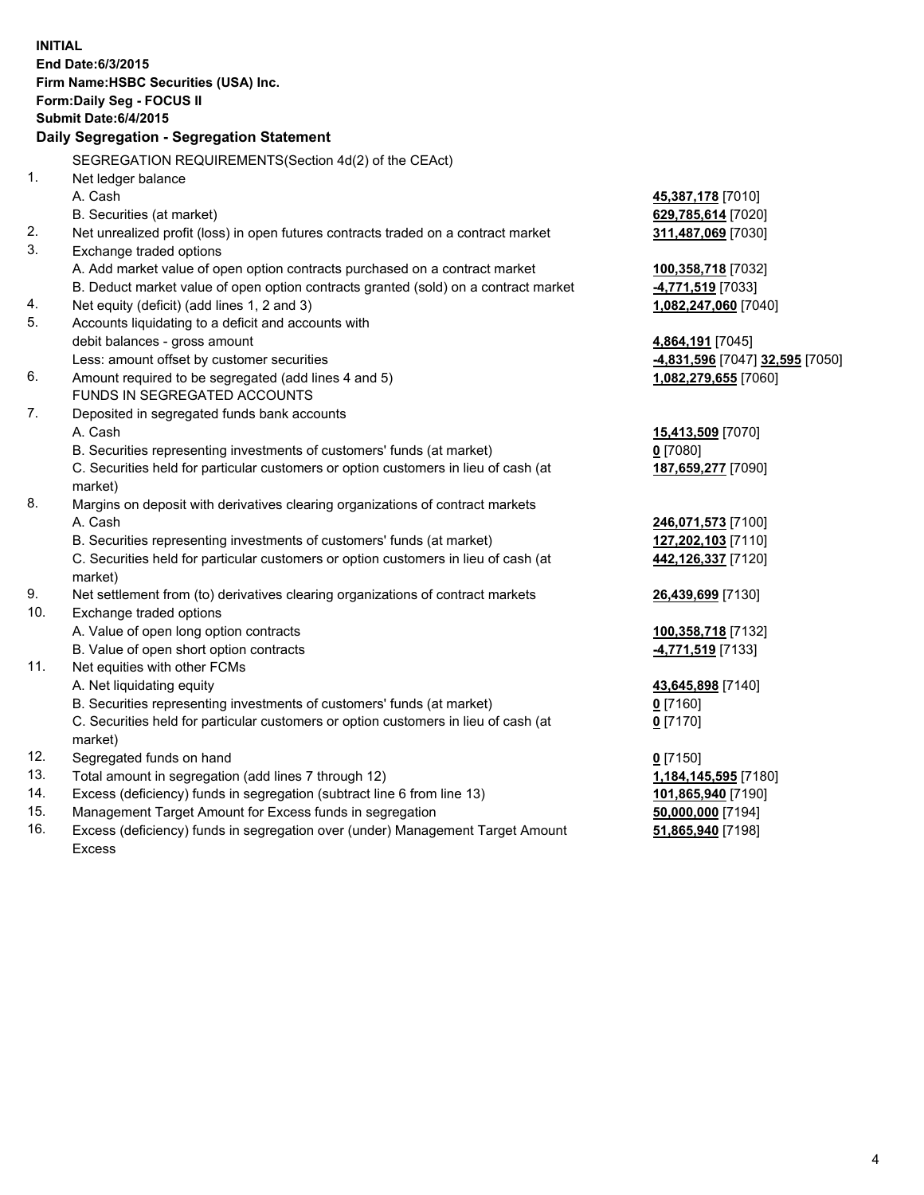**INITIAL**
**End Date:6/3/2015**
**Firm Name:HSBC Securities (USA) Inc.**
**Form:Daily Seg - FOCUS II**
**Submit Date:6/4/2015**

## Daily Segregation - Segregation Statement

SEGREGATION REQUIREMENTS(Section 4d(2) of the CEAct)

| | | |
|---|---|---|
| 1. | Net ledger balance | |
| | A. Cash | **45,387,178** [7010] |
| | B. Securities (at market) | **629,785,614** [7020] |
| 2. | Net unrealized profit (loss) in open futures contracts traded on a contract market | **311,487,069** [7030] |
| 3. | Exchange traded options | |
| | A. Add market value of open option contracts purchased on a contract market | **100,358,718** [7032] |
| | B. Deduct market value of open option contracts granted (sold) on a contract market | **-4,771,519** [7033] |
| 4. | Net equity (deficit) (add lines 1, 2 and 3) | **1,082,247,060** [7040] |
| 5. | Accounts liquidating to a deficit and accounts with debit balances - gross amount | **4,864,191** [7045] |
| | Less: amount offset by customer securities | **-4,831,596** [7047] **32,595** [7050] |
| 6. | Amount required to be segregated (add lines 4 and 5) | **1,082,279,655** [7060] |
| | FUNDS IN SEGREGATED ACCOUNTS | |
| 7. | Deposited in segregated funds bank accounts | |
| | A. Cash | **15,413,509** [7070] |
| | B. Securities representing investments of customers' funds (at market) | **0** [7080] |
| | C. Securities held for particular customers or option customers in lieu of cash (at market) | **187,659,277** [7090] |
| 8. | Margins on deposit with derivatives clearing organizations of contract markets | |
| | A. Cash | **246,071,573** [7100] |
| | B. Securities representing investments of customers' funds (at market) | **127,202,103** [7110] |
| | C. Securities held for particular customers or option customers in lieu of cash (at market) | **442,126,337** [7120] |
| 9. | Net settlement from (to) derivatives clearing organizations of contract markets | **26,439,699** [7130] |
| 10. | Exchange traded options | |
| | A. Value of open long option contracts | **100,358,718** [7132] |
| | B. Value of open short option contracts | **-4,771,519** [7133] |
| 11. | Net equities with other FCMs | |
| | A. Net liquidating equity | **43,645,898** [7140] |
| | B. Securities representing investments of customers' funds (at market) | **0** [7160] |
| | C. Securities held for particular customers or option customers in lieu of cash (at market) | **0** [7170] |
| 12. | Segregated funds on hand | **0** [7150] |
| 13. | Total amount in segregation (add lines 7 through 12) | **1,184,145,595** [7180] |
| 14. | Excess (deficiency) funds in segregation (subtract line 6 from line 13) | **101,865,940** [7190] |
| 15. | Management Target Amount for Excess funds in segregation | **50,000,000** [7194] |
| 16. | Excess (deficiency) funds in segregation over (under) Management Target Amount Excess | **51,865,940** [7198] |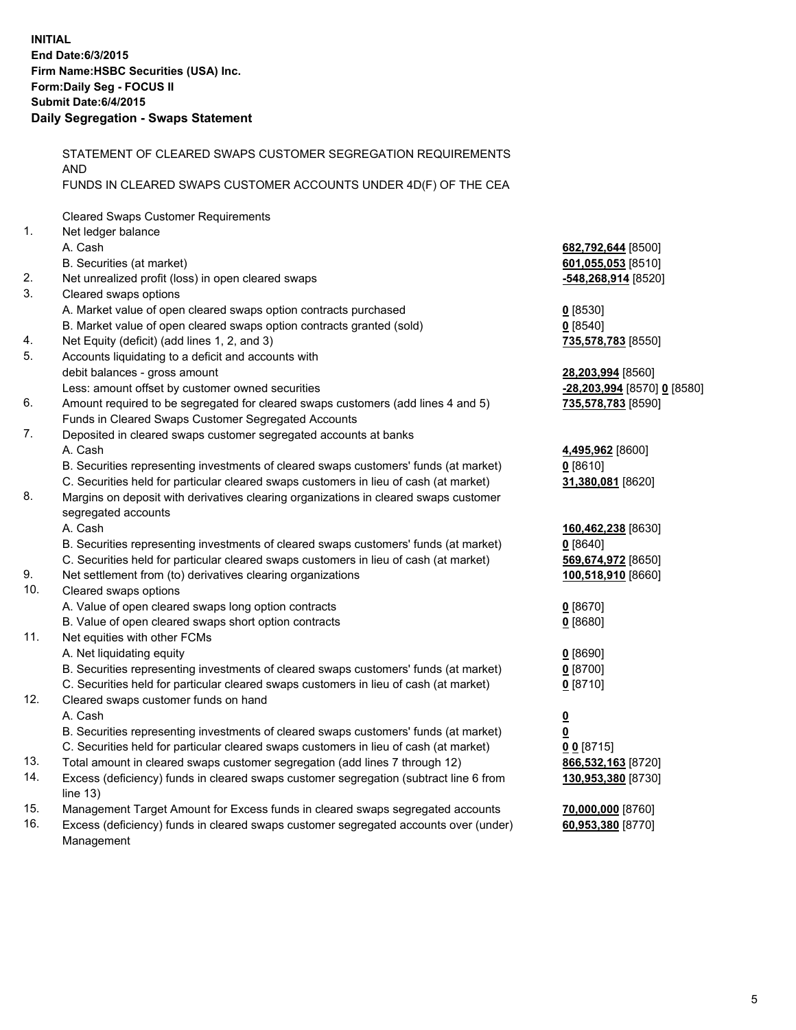**INITIAL**
**End Date:6/3/2015**
**Firm Name:HSBC Securities (USA) Inc.**
**Form:Daily Seg - FOCUS II**
**Submit Date:6/4/2015**
**Daily Segregation - Swaps Statement**

STATEMENT OF CLEARED SWAPS CUSTOMER SEGREGATION REQUIREMENTS AND FUNDS IN CLEARED SWAPS CUSTOMER ACCOUNTS UNDER 4D(F) OF THE CEA

| | | |
|---|---|---|
| | Cleared Swaps Customer Requirements | |
| 1. | Net ledger balance | |
| | A. Cash | **682,792,644** [8500] |
| | B. Securities (at market) | **601,055,053** [8510] |
| 2. | Net unrealized profit (loss) in open cleared swaps | **-548,268,914** [8520] |
| 3. | Cleared swaps options | |
| | A. Market value of open cleared swaps option contracts purchased | **0** [8530] |
| | B. Market value of open cleared swaps option contracts granted (sold) | **0** [8540] |
| 4. | Net Equity (deficit) (add lines 1, 2, and 3) | **735,578,783** [8550] |
| 5. | Accounts liquidating to a deficit and accounts with debit balances - gross amount | **28,203,994** [8560] |
| | Less: amount offset by customer owned securities | **-28,203,994** [8570] **0** [8580] |
| 6. | Amount required to be segregated for cleared swaps customers (add lines 4 and 5) | **735,578,783** [8590] |
| | Funds in Cleared Swaps Customer Segregated Accounts | |
| 7. | Deposited in cleared swaps customer segregated accounts at banks | |
| | A. Cash | **4,495,962** [8600] |
| | B. Securities representing investments of cleared swaps customers' funds (at market) | **0** [8610] |
| | C. Securities held for particular cleared swaps customers in lieu of cash (at market) | **31,380,081** [8620] |
| 8. | Margins on deposit with derivatives clearing organizations in cleared swaps customer segregated accounts | |
| | A. Cash | **160,462,238** [8630] |
| | B. Securities representing investments of cleared swaps customers' funds (at market) | **0** [8640] |
| | C. Securities held for particular cleared swaps customers in lieu of cash (at market) | **569,674,972** [8650] |
| 9. | Net settlement from (to) derivatives clearing organizations | **100,518,910** [8660] |
| 10. | Cleared swaps options | |
| | A. Value of open cleared swaps long option contracts | **0** [8670] |
| | B. Value of open cleared swaps short option contracts | **0** [8680] |
| 11. | Net equities with other FCMs | |
| | A. Net liquidating equity | **0** [8690] |
| | B. Securities representing investments of cleared swaps customers' funds (at market) | **0** [8700] |
| | C. Securities held for particular cleared swaps customers in lieu of cash (at market) | **0** [8710] |
| 12. | Cleared swaps customer funds on hand | |
| | A. Cash | **0** |
| | B. Securities representing investments of cleared swaps customers' funds (at market) | **0** |
| | C. Securities held for particular cleared swaps customers in lieu of cash (at market) | **0** **0** [8715] |
| 13. | Total amount in cleared swaps customer segregation (add lines 7 through 12) | **866,532,163** [8720] |
| 14. | Excess (deficiency) funds in cleared swaps customer segregation (subtract line 6 from line 13) | **130,953,380** [8730] |
| 15. | Management Target Amount for Excess funds in cleared swaps segregated accounts | **70,000,000** [8760] |
| 16. | Excess (deficiency) funds in cleared swaps customer segregated accounts over (under) Management | **60,953,380** [8770] |